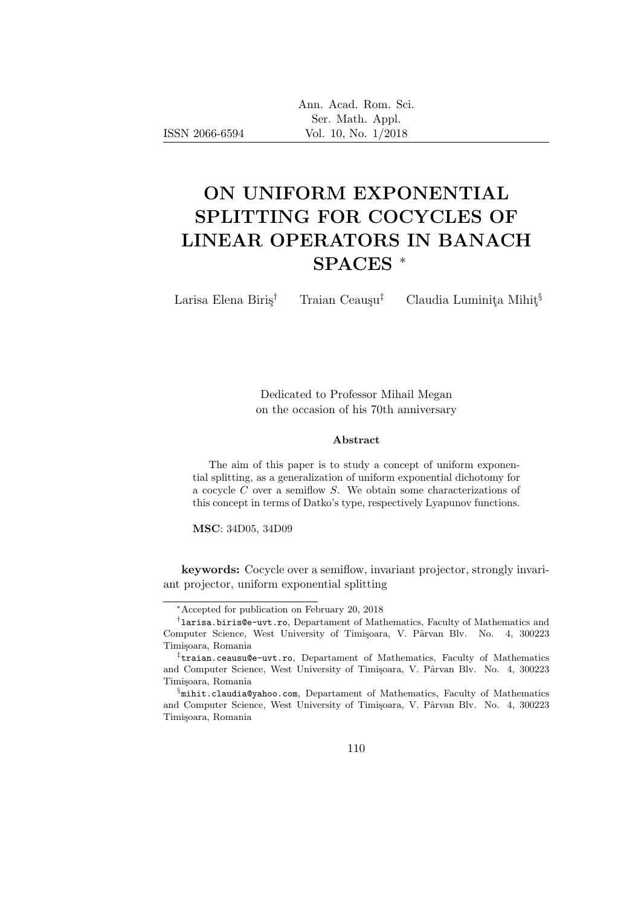ISSN 2066-6594

# ON UNIFORM EXPONENTIAL SPLITTING FOR COCYCLES OF LINEAR OPERATORS IN BANACH SPACES *

Larisa Elena Biriş[†] Traian Ceauşu[‡] Claudia Luminiţa Mihiţ[§]

Dedicated to Professor Mihail Megan on the occasion of his 70th anniversary

**Abstract**

The aim of this paper is to study a concept of uniform exponential splitting, as a generalization of uniform exponential dichotomy for a cocycle $C$ over a semiflow $S$. We obtain some characterizations of this concept in terms of Datko's type, respectively Lyapunov functions.

**MSC**: 34D05, 34D09

**keywords:** Cocycle over a semiflow, invariant projector, strongly invariant projector, uniform exponential splitting

---

*Accepted for publication on February 20, 2018

[†] larisa.biris@e-uvt.ro, Departament of Mathematics, Faculty of Mathematics and Computer Science, West University of Timişoara, V. Pârvan Blv. No. 4, 300223 Timişoara, Romania

[‡] traian.ceausu@e-uvt.ro, Departament of Mathematics, Faculty of Mathematics and Computer Science, West University of Timişoara, V. Pârvan Blv. No. 4, 300223 Timişoara, Romania

[§] mihit.claudia@yahoo.com, Departament of Mathematics, Faculty of Mathematics and Computer Science, West University of Timişoara, V. Pârvan Blv. No. 4, 300223 Timişoara, Romania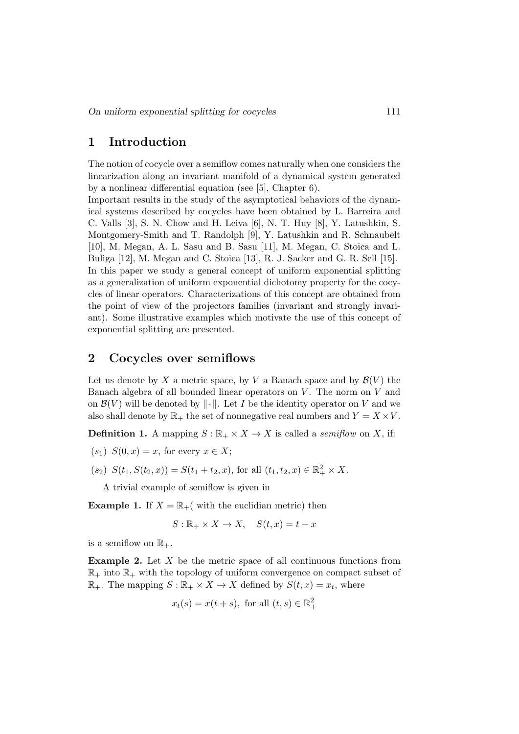## 1 Introduction

The notion of cocycle over a semiflow comes naturally when one considers the linearization along an invariant manifold of a dynamical system generated by a nonlinear differential equation (see [5], Chapter 6).
Important results in the study of the asymptotical behaviors of the dynamical systems described by cocycles have been obtained by L. Barreira and C. Valls [3], S. N. Chow and H. Leiva [6], N. T. Huy [8], Y. Latushkin, S. Montgomery-Smith and T. Randolph [9], Y. Latushkin and R. Schnaubelt [10], M. Megan, A. L. Sasu and B. Sasu [11], M. Megan, C. Stoica and L. Buliga [12], M. Megan and C. Stoica [13], R. J. Sacker and G. R. Sell [15].
In this paper we study a general concept of uniform exponential splitting as a generalization of uniform exponential dichotomy property for the cocycles of linear operators. Characterizations of this concept are obtained from the point of view of the projectors families (invariant and strongly invariant). Some illustrative examples which motivate the use of this concept of exponential splitting are presented.

## 2 Cocycles over semiflows

Let us denote by $X$ a metric space, by $V$ a Banach space and by $\mathcal{B}(V)$ the Banach algebra of all bounded linear operators on $V$. The norm on $V$ and on $\mathcal{B}(V)$ will be denoted by $\|\cdot\|$. Let $I$ be the identity operator on $V$ and we also shall denote by $\mathbb{R}_+$ the set of nonnegative real numbers and $Y = X \times V$.

**Definition 1.** A mapping $S : \mathbb{R}_+ \times X \to X$ is called a *semiflow* on $X$, if:

$(s_1)$ $S(0, x) = x$, for every $x \in X$;

$(s_2)$ $S(t_1, S(t_2, x)) = S(t_1 + t_2, x)$, for all $(t_1, t_2, x) \in \mathbb{R}_+^2 \times X$.

A trivial example of semiflow is given in

**Example 1.** If $X = \mathbb{R}_+$( with the euclidian metric) then

$$S : \mathbb{R}_+ \times X \to X, \quad S(t, x) = t + x$$

is a semiflow on $\mathbb{R}_+$.

**Example 2.** Let $X$ be the metric space of all continuous functions from $\mathbb{R}_+$ into $\mathbb{R}_+$ with the topology of uniform convergence on compact subset of $\mathbb{R}_+$. The mapping $S : \mathbb{R}_+ \times X \to X$ defined by $S(t, x) = x_t$, where

$$x_t(s) = x(t + s), \text{ for all } (t, s) \in \mathbb{R}_+^2$$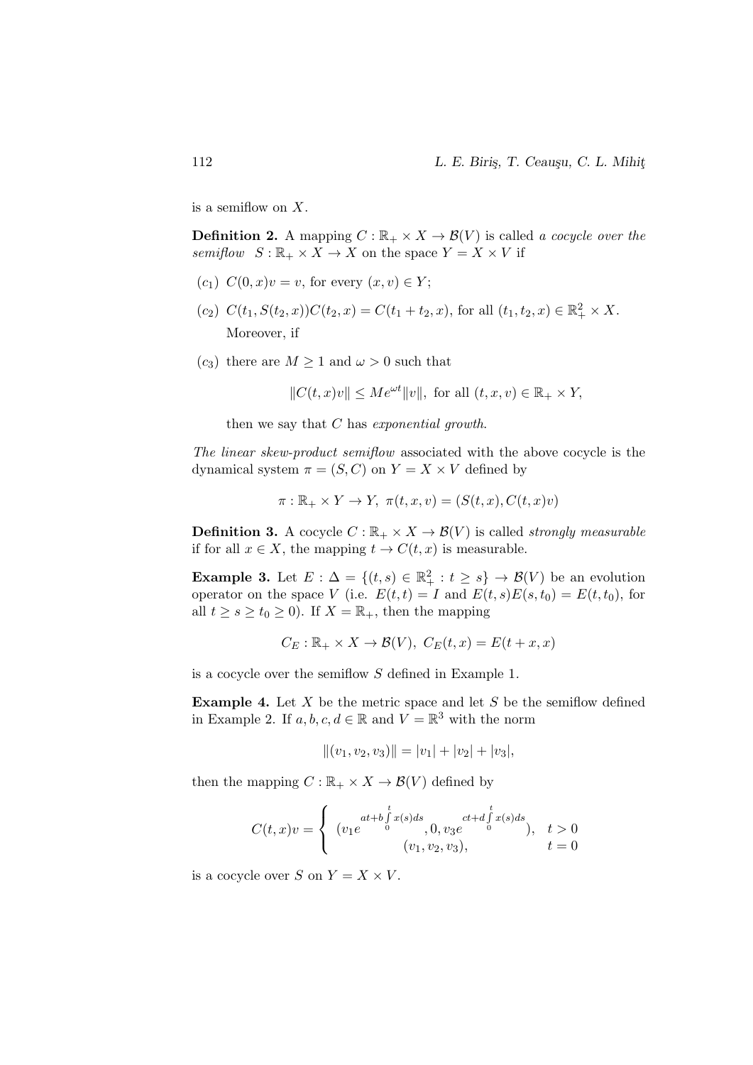is a semiflow on $X$.

**Definition 2.** A mapping $C : \mathbb{R}_+ \times X \to \mathcal{B}(V)$ is called *a cocycle over the semiflow* $S : \mathbb{R}_+ \times X \to X$ on the space $Y = X \times V$ if

($c_1$) $C(0, x)v = v$, for every $(x, v) \in Y$;

($c_2$) $C(t_1, S(t_2, x))C(t_2, x) = C(t_1 + t_2, x)$, for all $(t_1, t_2, x) \in \mathbb{R}_+^2 \times X$.

Moreover, if

($c_3$) there are $M \geq 1$ and $\omega > 0$ such that

$$\|C(t, x)v\| \leq Me^{\omega t}\|v\|, \text{ for all } (t, x, v) \in \mathbb{R}_+ \times Y,$$

then we say that $C$ has *exponential growth*.

*The linear skew-product semiflow* associated with the above cocycle is the dynamical system $\pi = (S, C)$ on $Y = X \times V$ defined by

$$\pi : \mathbb{R}_+ \times Y \to Y, \ \pi(t, x, v) = (S(t, x), C(t, x)v)$$

**Definition 3.** A cocycle $C : \mathbb{R}_+ \times X \to \mathcal{B}(V)$ is called *strongly measurable* if for all $x \in X$, the mapping $t \to C(t, x)$ is measurable.

**Example 3.** Let $E : \Delta = \{(t, s) \in \mathbb{R}_+^2 : t \geq s\} \to \mathcal{B}(V)$ be an evolution operator on the space $V$ (i.e. $E(t, t) = I$ and $E(t, s)E(s, t_0) = E(t, t_0)$, for all $t \geq s \geq t_0 \geq 0$). If $X = \mathbb{R}_+$, then the mapping

$$C_E : \mathbb{R}_+ \times X \to \mathcal{B}(V), \ C_E(t, x) = E(t + x, x)$$

is a cocycle over the semiflow $S$ defined in Example 1.

**Example 4.** Let $X$ be the metric space and let $S$ be the semiflow defined in Example 2. If $a, b, c, d \in \mathbb{R}$ and $V = \mathbb{R}^3$ with the norm

$$\|(v_1, v_2, v_3)\| = |v_1| + |v_2| + |v_3|,$$

then the mapping $C : \mathbb{R}_+ \times X \to \mathcal{B}(V)$ defined by

$$C(t, x)v = \begin{cases} (v_1 e^{at + b\int_0^t x(s)ds}, 0, v_3 e^{ct + d\int_0^t x(s)ds}), & t > 0 \\ (v_1, v_2, v_3), & t = 0 \end{cases}$$

is a cocycle over $S$ on $Y = X \times V$.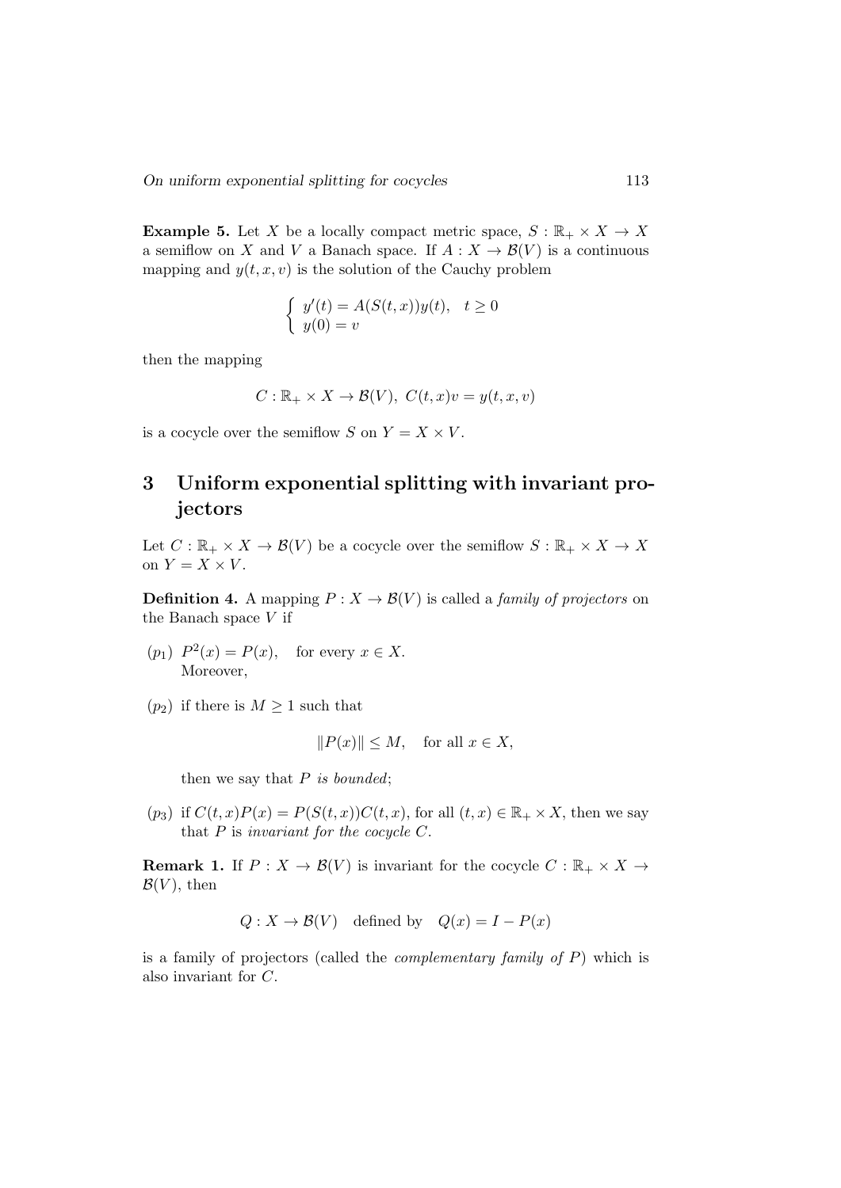**Example 5.** Let $X$ be a locally compact metric space, $S : \mathbb{R}_+ \times X \to X$ a semiflow on $X$ and $V$ a Banach space. If $A : X \to \mathcal{B}(V)$ is a continuous mapping and $y(t, x, v)$ is the solution of the Cauchy problem

$$\begin{cases} y'(t) = A(S(t,x))y(t), & t \geq 0 \\ y(0) = v \end{cases}$$

then the mapping

$$C : \mathbb{R}_+ \times X \to \mathcal{B}(V), \; C(t,x)v = y(t,x,v)$$

is a cocycle over the semiflow $S$ on $Y = X \times V$.

## 3 Uniform exponential splitting with invariant projectors

Let $C : \mathbb{R}_+ \times X \to \mathcal{B}(V)$ be a cocycle over the semiflow $S : \mathbb{R}_+ \times X \to X$ on $Y = X \times V$.

**Definition 4.** A mapping $P : X \to \mathcal{B}(V)$ is called a *family of projectors* on the Banach space $V$ if

$(p_1)$ $P^2(x) = P(x)$, for every $x \in X$.
Moreover,

$(p_2)$ if there is $M \geq 1$ such that

$$\|P(x)\| \leq M, \quad \text{for all } x \in X,$$

then we say that $P$ *is bounded*;

$(p_3)$ if $C(t,x)P(x) = P(S(t,x))C(t,x)$, for all $(t,x) \in \mathbb{R}_+ \times X$, then we say that $P$ is *invariant for the cocycle* $C$.

**Remark 1.** If $P : X \to \mathcal{B}(V)$ is invariant for the cocycle $C : \mathbb{R}_+ \times X \to \mathcal{B}(V)$, then

$$Q : X \to \mathcal{B}(V) \quad \text{defined by} \quad Q(x) = I - P(x)$$

is a family of projectors (called the *complementary family of* $P$) which is also invariant for $C$.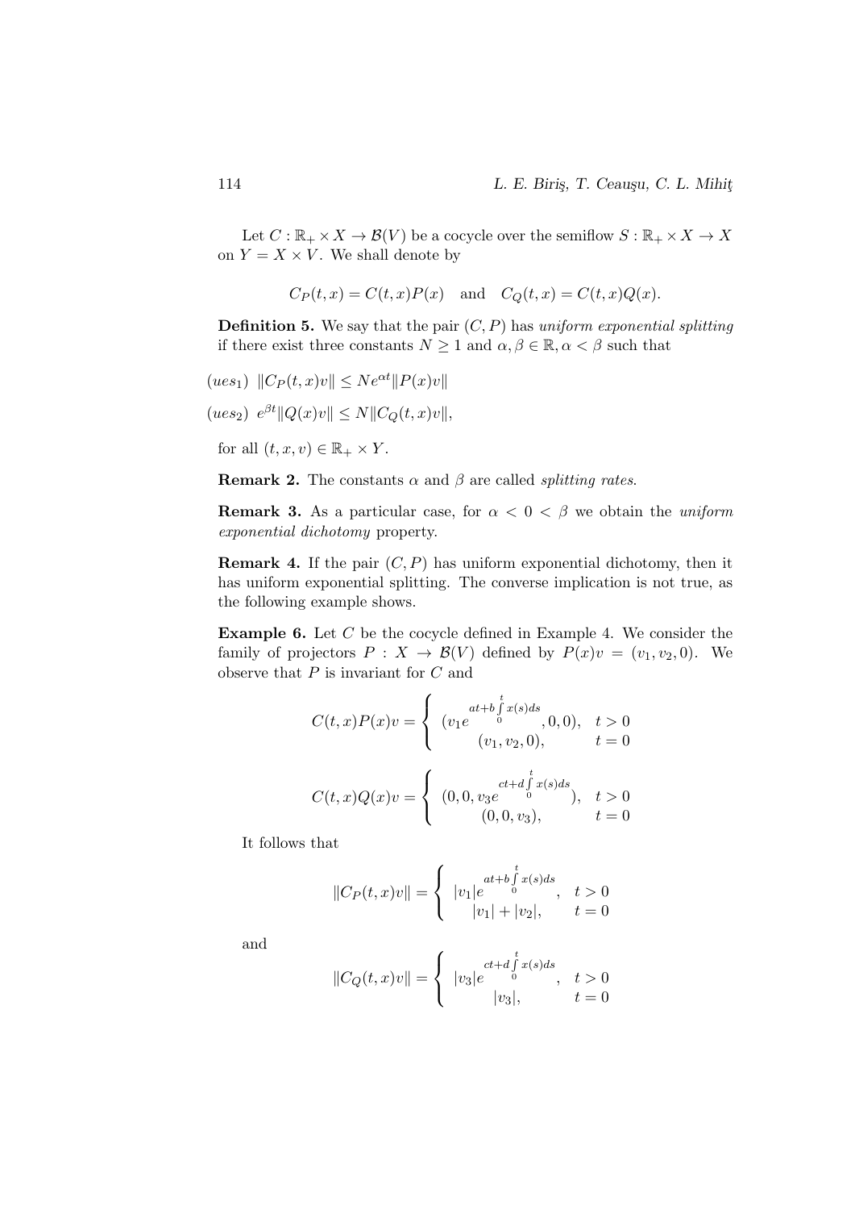Let $C : \mathbb{R}_+ \times X \to \mathcal{B}(V)$ be a cocycle over the semiflow $S : \mathbb{R}_+ \times X \to X$ on $Y = X \times V$. We shall denote by

$$C_P(t,x) = C(t,x)P(x) \quad \text{and} \quad C_Q(t,x) = C(t,x)Q(x).$$

**Definition 5.** We say that the pair $(C, P)$ has *uniform exponential splitting* if there exist three constants $N \geq 1$ and $\alpha, \beta \in \mathbb{R}, \alpha < \beta$ such that

$(ues_1)$ $\|C_P(t,x)v\| \leq Ne^{\alpha t}\|P(x)v\|$

$(ues_2)$ $e^{\beta t}\|Q(x)v\| \leq N\|C_Q(t,x)v\|$,

for all $(t, x, v) \in \mathbb{R}_+ \times Y$.

**Remark 2.** The constants $\alpha$ and $\beta$ are called *splitting rates*.

**Remark 3.** As a particular case, for $\alpha < 0 < \beta$ we obtain the *uniform exponential dichotomy* property.

**Remark 4.** If the pair $(C, P)$ has uniform exponential dichotomy, then it has uniform exponential splitting. The converse implication is not true, as the following example shows.

**Example 6.** Let $C$ be the cocycle defined in Example 4. We consider the family of projectors $P : X \to \mathcal{B}(V)$ defined by $P(x)v = (v_1, v_2, 0)$. We observe that $P$ is invariant for $C$ and

$$C(t,x)P(x)v = \begin{cases} (v_1 e^{at+b\int_0^t x(s)ds}, 0, 0), & t > 0 \\ (v_1, v_2, 0), & t = 0 \end{cases}$$

$$C(t,x)Q(x)v = \begin{cases} (0, 0, v_3 e^{ct+d\int_0^t x(s)ds}), & t > 0 \\ (0, 0, v_3), & t = 0 \end{cases}$$

It follows that

$$\|C_P(t,x)v\| = \begin{cases} |v_1| e^{at+b\int_0^t x(s)ds}, & t > 0 \\ |v_1| + |v_2|, & t = 0 \end{cases}$$

and

$$\|C_Q(t,x)v\| = \begin{cases} |v_3| e^{ct+d\int_0^t x(s)ds}, & t > 0 \\ |v_3|, & t = 0 \end{cases}$$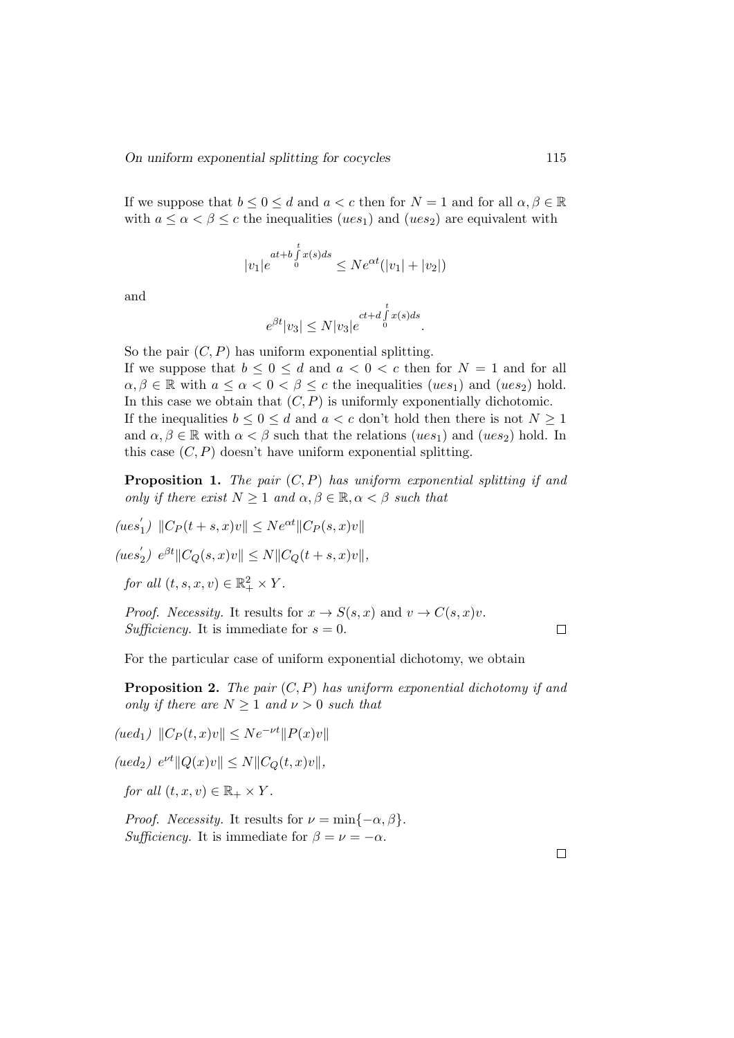If we suppose that $b \leq 0 \leq d$ and $a < c$ then for $N = 1$ and for all $\alpha, \beta \in \mathbb{R}$ with $a \leq \alpha < \beta \leq c$ the inequalities $(ues_1)$ and $(ues_2)$ are equivalent with

$$|v_1| e^{at + b\int_0^t x(s)ds} \leq N e^{\alpha t}(|v_1| + |v_2|)$$

and

$$e^{\beta t}|v_3| \leq N|v_3| e^{ct + d\int_0^t x(s)ds}.$$

So the pair $(C, P)$ has uniform exponential splitting.
If we suppose that $b \leq 0 \leq d$ and $a < 0 < c$ then for $N = 1$ and for all $\alpha, \beta \in \mathbb{R}$ with $a \leq \alpha < 0 < \beta \leq c$ the inequalities $(ues_1)$ and $(ues_2)$ hold. In this case we obtain that $(C, P)$ is uniformly exponentially dichotomic.
If the inequalities $b \leq 0 \leq d$ and $a < c$ don't hold then there is not $N \geq 1$ and $\alpha, \beta \in \mathbb{R}$ with $\alpha < \beta$ such that the relations $(ues_1)$ and $(ues_2)$ hold. In this case $(C, P)$ doesn't have uniform exponential splitting.

**Proposition 1.** *The pair $(C, P)$ has uniform exponential splitting if and only if there exist $N \geq 1$ and $\alpha, \beta \in \mathbb{R}, \alpha < \beta$ such that*

$(ues_1')$ $\|C_P(t+s, x)v\| \leq N e^{\alpha t}\|C_P(s, x)v\|$

$(ues_2')$ $e^{\beta t}\|C_Q(s, x)v\| \leq N\|C_Q(t+s, x)v\|$,

*for all $(t, s, x, v) \in \mathbb{R}_+^2 \times Y$.*

*Proof. Necessity.* It results for $x \to S(s, x)$ and $v \to C(s, x)v$.
*Sufficiency.* It is immediate for $s = 0$. ∎

For the particular case of uniform exponential dichotomy, we obtain

**Proposition 2.** *The pair $(C, P)$ has uniform exponential dichotomy if and only if there are $N \geq 1$ and $\nu > 0$ such that*

$(ued_1)$ $\|C_P(t, x)v\| \leq N e^{-\nu t}\|P(x)v\|$

$(ued_2)$ $e^{\nu t}\|Q(x)v\| \leq N\|C_Q(t, x)v\|$,

*for all $(t, x, v) \in \mathbb{R}_+ \times Y$.*

*Proof. Necessity.* It results for $\nu = \min\{-\alpha, \beta\}$.
*Sufficiency.* It is immediate for $\beta = \nu = -\alpha$. ∎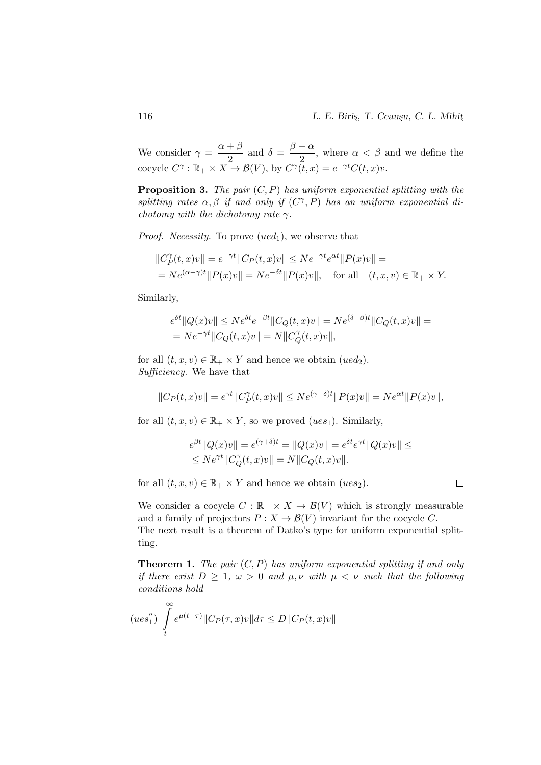We consider $\gamma = \dfrac{\alpha+\beta}{2}$ and $\delta = \dfrac{\beta-\alpha}{2}$, where $\alpha < \beta$ and we define the cocycle $C^\gamma : \mathbb{R}_+ \times X \to \mathcal{B}(V)$, by $C^\gamma(t,x) = e^{-\gamma t}C(t,x)v$.

**Proposition 3.** *The pair $(C,P)$ has uniform exponential splitting with the splitting rates $\alpha, \beta$ if and only if $(C^\gamma, P)$ has an uniform exponential dichotomy with the dichotomy rate $\gamma$.*

*Proof. Necessity.* To prove $(ued_1)$, we observe that

$$\|C_P^\gamma(t,x)v\| = e^{-\gamma t}\|C_P(t,x)v\| \leq Ne^{-\gamma t}e^{\alpha t}\|P(x)v\| =$$
$$= Ne^{(\alpha-\gamma)t}\|P(x)v\| = Ne^{-\delta t}\|P(x)v\|, \quad \text{for all} \quad (t,x,v) \in \mathbb{R}_+ \times Y.$$

Similarly,

$$e^{\delta t}\|Q(x)v\| \leq Ne^{\delta t}e^{-\beta t}\|C_Q(t,x)v\| = Ne^{(\delta-\beta)t}\|C_Q(t,x)v\| =$$
$$= Ne^{-\gamma t}\|C_Q(t,x)v\| = N\|C_Q^\gamma(t,x)v\|,$$

for all $(t,x,v) \in \mathbb{R}_+ \times Y$ and hence we obtain $(ued_2)$.
*Sufficiency.* We have that

$$\|C_P(t,x)v\| = e^{\gamma t}\|C_P^\gamma(t,x)v\| \leq Ne^{(\gamma-\delta)t}\|P(x)v\| = Ne^{\alpha t}\|P(x)v\|,$$

for all $(t,x,v) \in \mathbb{R}_+ \times Y$, so we proved $(ues_1)$. Similarly,

$$e^{\beta t}\|Q(x)v\| = e^{(\gamma+\delta)t} = \|Q(x)v\| = e^{\delta t}e^{\gamma t}\|Q(x)v\| \leq$$
$$\leq Ne^{\gamma t}\|C_Q^\gamma(t,x)v\| = N\|C_Q(t,x)v\|.$$

for all $(t,x,v) \in \mathbb{R}_+ \times Y$ and hence we obtain $(ues_2)$. $\square$

We consider a cocycle $C : \mathbb{R}_+ \times X \to \mathcal{B}(V)$ which is strongly measurable and a family of projectors $P : X \to \mathcal{B}(V)$ invariant for the cocycle $C$.
The next result is a theorem of Datko's type for uniform exponential splitting.

**Theorem 1.** *The pair $(C,P)$ has uniform exponential splitting if and only if there exist $D \geq 1$, $\omega > 0$ and $\mu, \nu$ with $\mu < \nu$ such that the following conditions hold*

$$(ues_1'') \int_t^\infty e^{\mu(t-\tau)}\|C_P(\tau,x)v\|d\tau \leq D\|C_P(t,x)v\|$$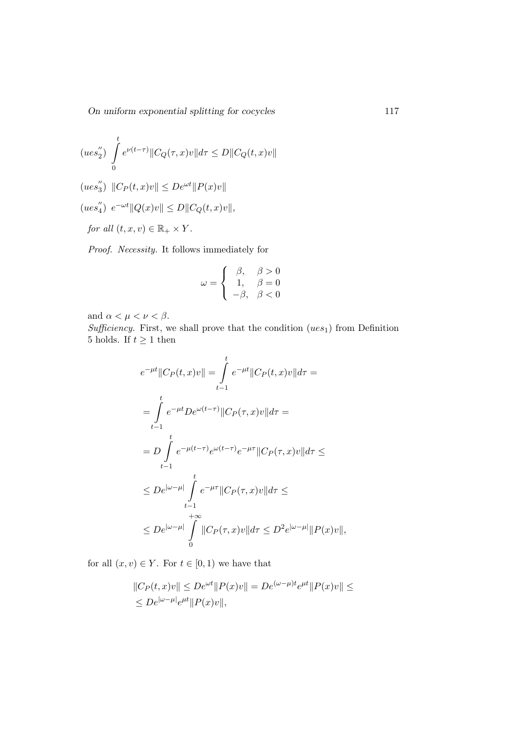$(ues_2'')$ $\displaystyle\int_0^t e^{\nu(t-\tau)} \|C_Q(\tau,x)v\| d\tau \leq D\|C_Q(t,x)v\|$

$(ues_3'')$ $\|C_P(t,x)v\| \leq De^{\omega t}\|P(x)v\|$

$(ues_4'')$ $e^{-\omega t}\|Q(x)v\| \leq D\|C_Q(t,x)v\|$,

*for all* $(t,x,v) \in \mathbb{R}_+ \times Y$.

*Proof. Necessity.* It follows immediately for

$$\omega = \begin{cases} \beta, & \beta > 0 \\ 1, & \beta = 0 \\ -\beta, & \beta < 0 \end{cases}$$

and $\alpha < \mu < \nu < \beta$.

*Sufficiency.* First, we shall prove that the condition $(ues_1)$ from Definition 5 holds. If $t \geq 1$ then

$$\begin{aligned}
e^{-\mu t}\|C_P(t,x)v\| &= \int_{t-1}^{t} e^{-\mu t}\|C_P(t,x)v\| d\tau = \\
&= \int_{t-1}^{t} e^{-\mu t} De^{\omega(t-\tau)}\|C_P(\tau,x)v\| d\tau = \\
&= D\int_{t-1}^{t} e^{-\mu(t-\tau)}e^{\omega(t-\tau)}e^{-\mu\tau}\|C_P(\tau,x)v\| d\tau \leq \\
&\leq De^{|\omega-\mu|}\int_{t-1}^{t} e^{-\mu\tau}\|C_P(\tau,x)v\| d\tau \leq \\
&\leq De^{|\omega-\mu|}\int_{0}^{+\infty} \|C_P(\tau,x)v\| d\tau \leq D^2 e^{|\omega-\mu|}\|P(x)v\|,
\end{aligned}$$

for all $(x,v) \in Y$. For $t \in [0,1)$ we have that

$$\begin{aligned}
&\|C_P(t,x)v\| \leq De^{\omega t}\|P(x)v\| = De^{(\omega-\mu)t}e^{\mu t}\|P(x)v\| \leq \\
&\leq De^{|\omega-\mu|}e^{\mu t}\|P(x)v\|,
\end{aligned}$$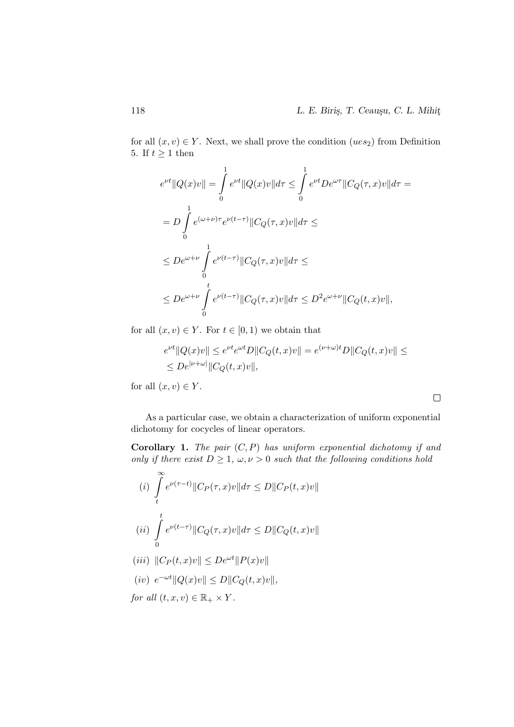for all $(x, v) \in Y$. Next, we shall prove the condition $(ues_2)$ from Definition 5. If $t \geq 1$ then

$$
\begin{aligned}
e^{\nu t}\|Q(x)v\| &= \int_0^1 e^{\nu t}\|Q(x)v\| d\tau \leq \int_0^1 e^{\nu t} D e^{\omega\tau}\|C_Q(\tau, x)v\| d\tau = \\
&= D\int_0^1 e^{(\omega+\nu)\tau} e^{\nu(t-\tau)}\|C_Q(\tau, x)v\| d\tau \leq \\
&\leq De^{\omega+\nu}\int_0^1 e^{\nu(t-\tau)}\|C_Q(\tau, x)v\| d\tau \leq \\
&\leq De^{\omega+\nu}\int_0^t e^{\nu(t-\tau)}\|C_Q(\tau, x)v\| d\tau \leq D^2 e^{\omega+\nu}\|C_Q(t, x)v\|,
\end{aligned}
$$

for all $(x, v) \in Y$. For $t \in [0, 1)$ we obtain that

$$
\begin{aligned}
&e^{\nu t}\|Q(x)v\| \leq e^{\nu t} e^{\omega t} D\|C_Q(t, x)v\| = e^{(\nu+\omega)t} D\|C_Q(t, x)v\| \leq \\
&\leq De^{|\nu+\omega|}\|C_Q(t, x)v\|,
\end{aligned}
$$

for all $(x, v) \in Y$.

$\square$

As a particular case, we obtain a characterization of uniform exponential dichotomy for cocycles of linear operators.

**Corollary 1.** *The pair $(C, P)$ has uniform exponential dichotomy if and only if there exist $D \geq 1$, $\omega, \nu > 0$ such that the following conditions hold*

$(i)$ $\displaystyle\int_t^\infty e^{\nu(\tau-t)}\|C_P(\tau, x)v\| d\tau \leq D\|C_P(t, x)v\|$

$(ii)$ $\displaystyle\int_0^t e^{\nu(t-\tau)}\|C_Q(\tau, x)v\| d\tau \leq D\|C_Q(t, x)v\|$

$(iii)$ $\|C_P(t, x)v\| \leq De^{\omega t}\|P(x)v\|$

$(iv)$ $e^{-\omega t}\|Q(x)v\| \leq D\|C_Q(t, x)v\|$,

*for all $(t, x, v) \in \mathbb{R}_+ \times Y$.*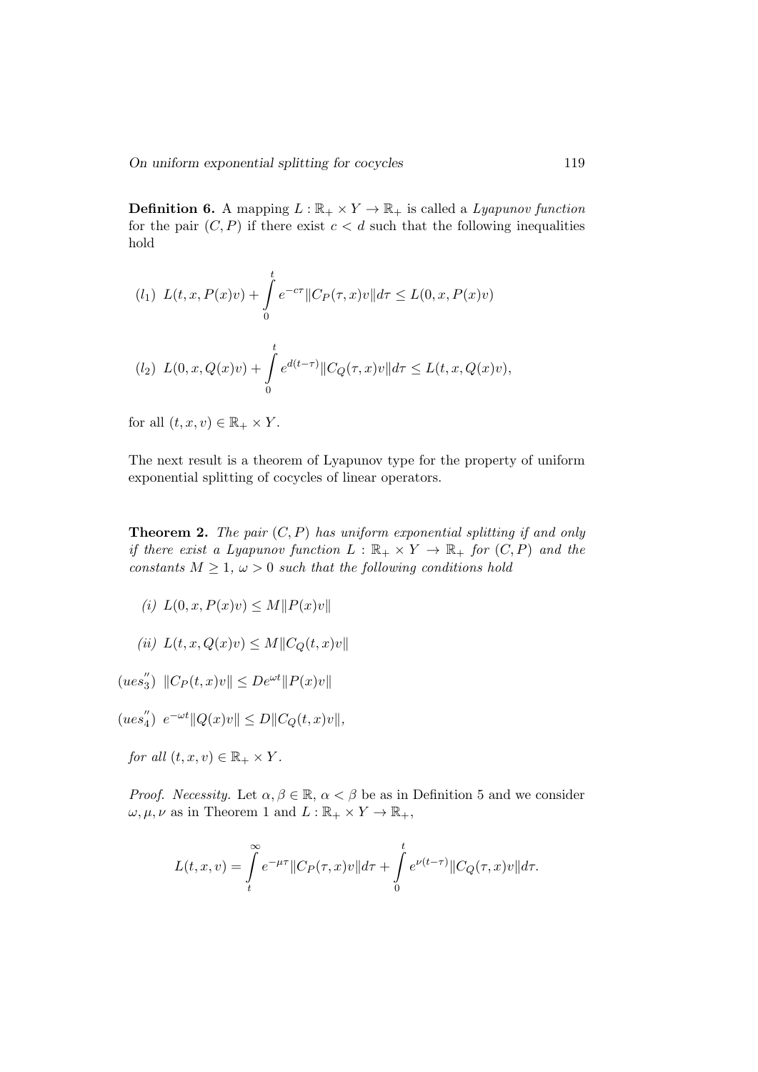**Definition 6.** A mapping $L : \mathbb{R}_+ \times Y \to \mathbb{R}_+$ is called a *Lyapunov function* for the pair $(C, P)$ if there exist $c < d$ such that the following inequalities hold

$$(l_1)\ L(t, x, P(x)v) + \int_0^t e^{-c\tau} \|C_P(\tau, x)v\| d\tau \le L(0, x, P(x)v)$$

$$(l_2)\ L(0, x, Q(x)v) + \int_0^t e^{d(t-\tau)} \|C_Q(\tau, x)v\| d\tau \le L(t, x, Q(x)v),$$

for all $(t, x, v) \in \mathbb{R}_+ \times Y$.

The next result is a theorem of Lyapunov type for the property of uniform exponential splitting of cocycles of linear operators.

**Theorem 2.** *The pair $(C, P)$ has uniform exponential splitting if and only if there exist a Lyapunov function $L : \mathbb{R}_+ \times Y \to \mathbb{R}_+$ for $(C, P)$ and the constants $M \ge 1$, $\omega > 0$ such that the following conditions hold*

*(i)* $L(0, x, P(x)v) \le M\|P(x)v\|$

*(ii)* $L(t, x, Q(x)v) \le M\|C_Q(t, x)v\|$

$(ues_3'')$ $\|C_P(t, x)v\| \le De^{\omega t}\|P(x)v\|$

$(ues_4'')$ $e^{-\omega t}\|Q(x)v\| \le D\|C_Q(t, x)v\|$,

*for all $(t, x, v) \in \mathbb{R}_+ \times Y$.*

*Proof. Necessity.* Let $\alpha, \beta \in \mathbb{R}$, $\alpha < \beta$ be as in Definition 5 and we consider $\omega, \mu, \nu$ as in Theorem 1 and $L : \mathbb{R}_+ \times Y \to \mathbb{R}_+$,

$$L(t, x, v) = \int_t^\infty e^{-\mu\tau} \|C_P(\tau, x)v\| d\tau + \int_0^t e^{\nu(t-\tau)} \|C_Q(\tau, x)v\| d\tau.$$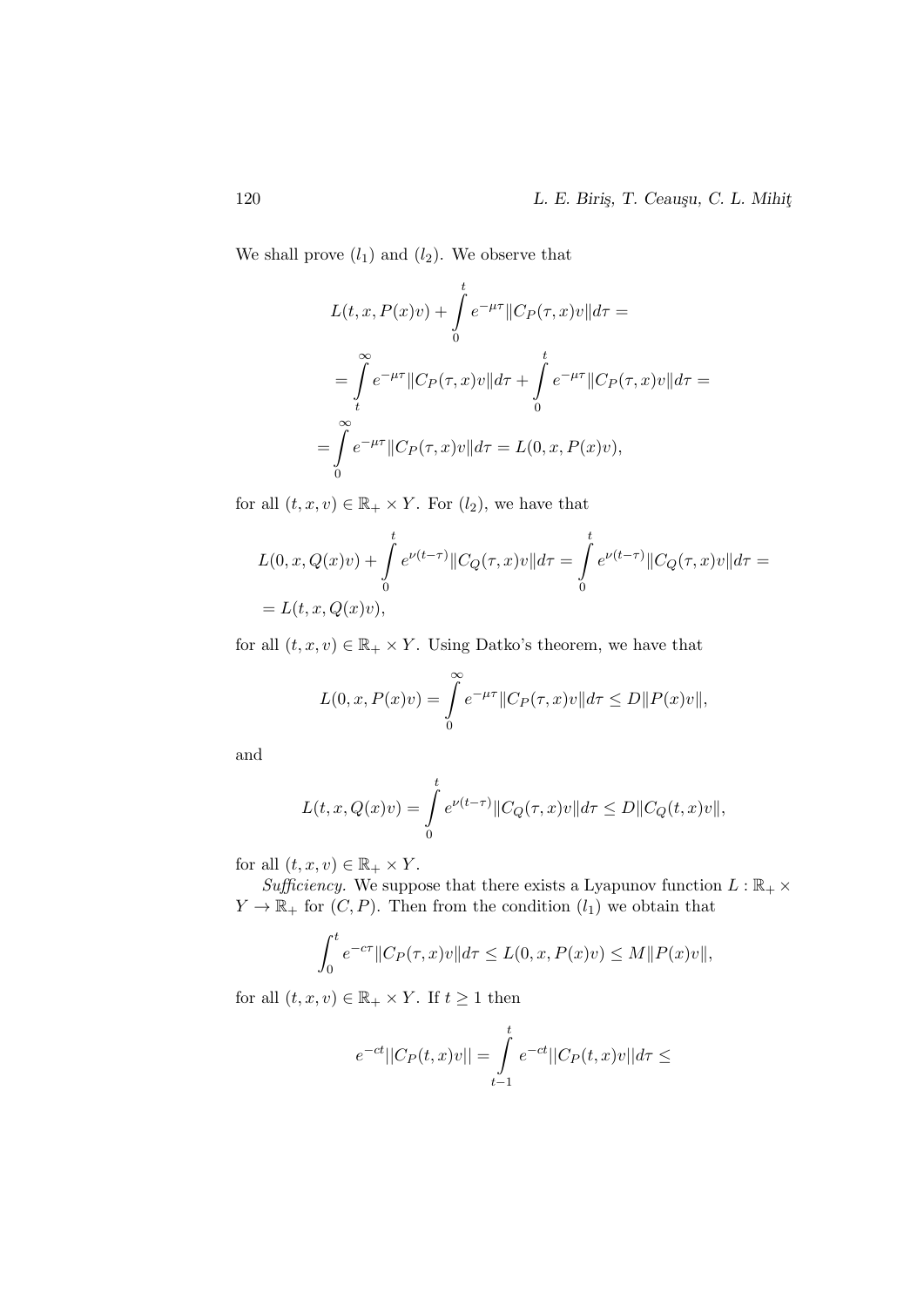We shall prove $(l_1)$ and $(l_2)$. We observe that

$$L(t, x, P(x)v) + \int_0^t e^{-\mu\tau} \|C_P(\tau, x)v\| d\tau =$$

$$= \int_t^\infty e^{-\mu\tau} \|C_P(\tau, x)v\| d\tau + \int_0^t e^{-\mu\tau} \|C_P(\tau, x)v\| d\tau =$$

$$= \int_0^\infty e^{-\mu\tau} \|C_P(\tau, x)v\| d\tau = L(0, x, P(x)v),$$

for all $(t, x, v) \in \mathbb{R}_+ \times Y$. For $(l_2)$, we have that

$$L(0, x, Q(x)v) + \int_0^t e^{\nu(t-\tau)} \|C_Q(\tau, x)v\| d\tau = \int_0^t e^{\nu(t-\tau)} \|C_Q(\tau, x)v\| d\tau =$$

$$= L(t, x, Q(x)v),$$

for all $(t, x, v) \in \mathbb{R}_+ \times Y$. Using Datko's theorem, we have that

$$L(0, x, P(x)v) = \int_0^\infty e^{-\mu\tau} \|C_P(\tau, x)v\| d\tau \leq D\|P(x)v\|,$$

and

$$L(t, x, Q(x)v) = \int_0^t e^{\nu(t-\tau)} \|C_Q(\tau, x)v\| d\tau \leq D\|C_Q(t, x)v\|,$$

for all $(t, x, v) \in \mathbb{R}_+ \times Y$.

*Sufficiency.* We suppose that there exists a Lyapunov function $L : \mathbb{R}_+ \times Y \to \mathbb{R}_+$ for $(C, P)$. Then from the condition $(l_1)$ we obtain that

$$\int_0^t e^{-c\tau} \|C_P(\tau, x)v\| d\tau \leq L(0, x, P(x)v) \leq M\|P(x)v\|,$$

for all $(t, x, v) \in \mathbb{R}_+ \times Y$. If $t \geq 1$ then

$$e^{-ct} ||C_P(t, x)v|| = \int_{t-1}^t e^{-ct} ||C_P(t, x)v|| d\tau \leq$$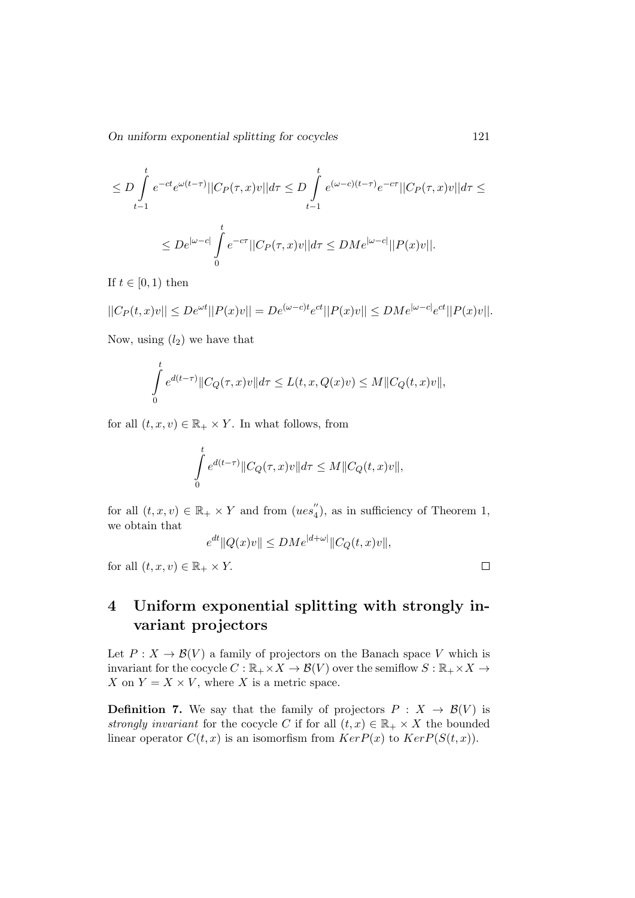$$\leq D \int_{t-1}^{t} e^{-ct} e^{\omega(t-\tau)} ||C_P(\tau, x)v|| d\tau \leq D \int_{t-1}^{t} e^{(\omega-c)(t-\tau)} e^{-c\tau} ||C_P(\tau, x)v|| d\tau \leq$$

$$\leq De^{|\omega-c|} \int_{0}^{t} e^{-c\tau} ||C_P(\tau, x)v|| d\tau \leq DMe^{|\omega-c|} ||P(x)v||.$$

If $t \in [0, 1)$ then

$$||C_P(t, x)v|| \leq De^{\omega t} ||P(x)v|| = De^{(\omega-c)t} e^{ct} ||P(x)v|| \leq DMe^{|\omega-c|} e^{ct} ||P(x)v||.$$

Now, using $(l_2)$ we have that

$$\int_{0}^{t} e^{d(t-\tau)} \|C_Q(\tau, x)v\| d\tau \leq L(t, x, Q(x)v) \leq M\|C_Q(t, x)v\|,$$

for all $(t, x, v) \in \mathbb{R}_+ \times Y$. In what follows, from

$$\int_{0}^{t} e^{d(t-\tau)} \|C_Q(\tau, x)v\| d\tau \leq M\|C_Q(t, x)v\|,$$

for all $(t, x, v) \in \mathbb{R}_+ \times Y$ and from $(ues_4^{''})$, as in sufficiency of Theorem 1, we obtain that

$$e^{dt} \|Q(x)v\| \leq DMe^{|d+\omega|} \|C_Q(t, x)v\|,$$

for all $(t, x, v) \in \mathbb{R}_+ \times Y$. □

## 4 Uniform exponential splitting with strongly invariant projectors

Let $P : X \to \mathcal{B}(V)$ a family of projectors on the Banach space $V$ which is invariant for the cocycle $C : \mathbb{R}_+ \times X \to \mathcal{B}(V)$ over the semiflow $S : \mathbb{R}_+ \times X \to X$ on $Y = X \times V$, where $X$ is a metric space.

**Definition 7.** We say that the family of projectors $P : X \to \mathcal{B}(V)$ is *strongly invariant* for the cocycle $C$ if for all $(t, x) \in \mathbb{R}_+ \times X$ the bounded linear operator $C(t, x)$ is an isomorfism from $KerP(x)$ to $KerP(S(t, x))$.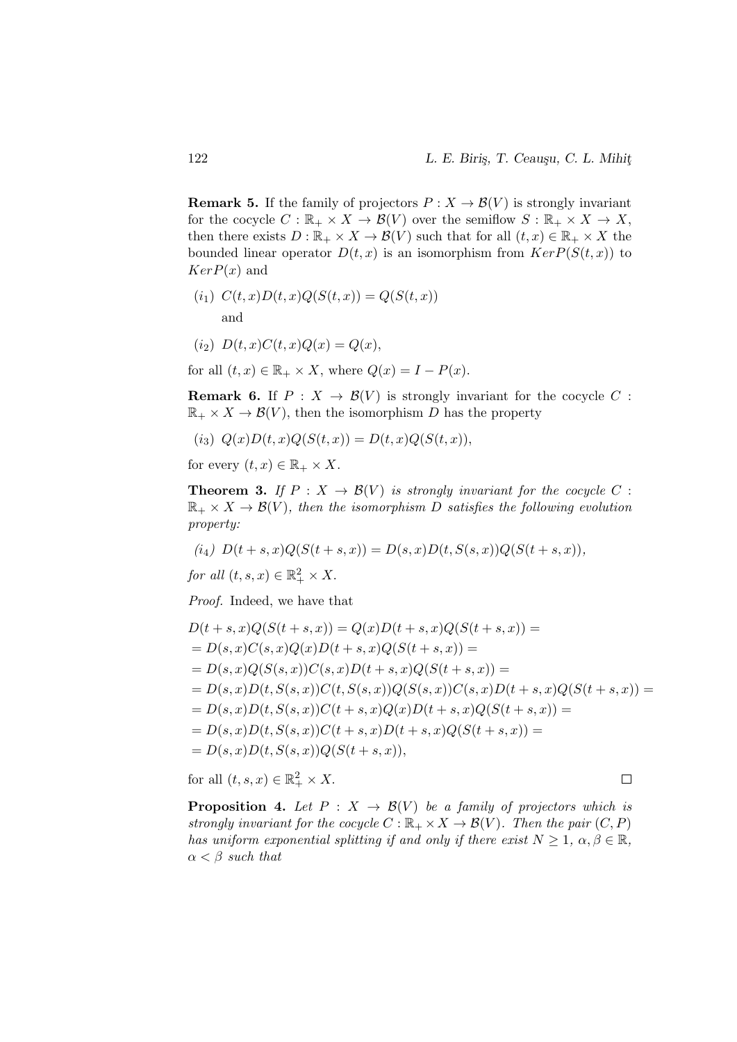**Remark 5.** If the family of projectors $P : X \to \mathcal{B}(V)$ is strongly invariant for the cocycle $C : \mathbb{R}_+ \times X \to \mathcal{B}(V)$ over the semiflow $S : \mathbb{R}_+ \times X \to X$, then there exists $D : \mathbb{R}_+ \times X \to \mathcal{B}(V)$ such that for all $(t, x) \in \mathbb{R}_+ \times X$ the bounded linear operator $D(t, x)$ is an isomorphism from $KerP(S(t, x))$ to $KerP(x)$ and

$(i_1)$ $C(t, x)D(t, x)Q(S(t, x)) = Q(S(t, x))$

and

$(i_2)$ $D(t, x)C(t, x)Q(x) = Q(x)$,

for all $(t, x) \in \mathbb{R}_+ \times X$, where $Q(x) = I - P(x)$.

**Remark 6.** If $P : X \to \mathcal{B}(V)$ is strongly invariant for the cocycle $C : \mathbb{R}_+ \times X \to \mathcal{B}(V)$, then the isomorphism $D$ has the property

$(i_3)$ $Q(x)D(t, x)Q(S(t, x)) = D(t, x)Q(S(t, x))$,

for every $(t, x) \in \mathbb{R}_+ \times X$.

**Theorem 3.** *If $P : X \to \mathcal{B}(V)$ is strongly invariant for the cocycle $C : \mathbb{R}_+ \times X \to \mathcal{B}(V)$, then the isomorphism $D$ satisfies the following evolution property:*

*$(i_4)$ $D(t + s, x)Q(S(t + s, x)) = D(s, x)D(t, S(s, x))Q(S(t + s, x))$,*

*for all $(t, s, x) \in \mathbb{R}^2_+ \times X$.*

*Proof.* Indeed, we have that

$$
\begin{aligned}
&D(t + s, x)Q(S(t + s, x)) = Q(x)D(t + s, x)Q(S(t + s, x)) = \\
&= D(s, x)C(s, x)Q(x)D(t + s, x)Q(S(t + s, x)) = \\
&= D(s, x)Q(S(s, x))C(s, x)D(t + s, x)Q(S(t + s, x)) = \\
&= D(s, x)D(t, S(s, x))C(t, S(s, x))Q(S(s, x))C(s, x)D(t + s, x)Q(S(t + s, x)) = \\
&= D(s, x)D(t, S(s, x))C(t + s, x)Q(x)D(t + s, x)Q(S(t + s, x)) = \\
&= D(s, x)D(t, S(s, x))C(t + s, x)D(t + s, x)Q(S(t + s, x)) = \\
&= D(s, x)D(t, S(s, x))Q(S(t + s, x)),
\end{aligned}
$$

for all $(t, s, x) \in \mathbb{R}^2_+ \times X$. □

**Proposition 4.** *Let $P : X \to \mathcal{B}(V)$ be a family of projectors which is strongly invariant for the cocycle $C : \mathbb{R}_+ \times X \to \mathcal{B}(V)$. Then the pair $(C, P)$ has uniform exponential splitting if and only if there exist $N \geq 1$, $\alpha, \beta \in \mathbb{R}$, $\alpha < \beta$ such that*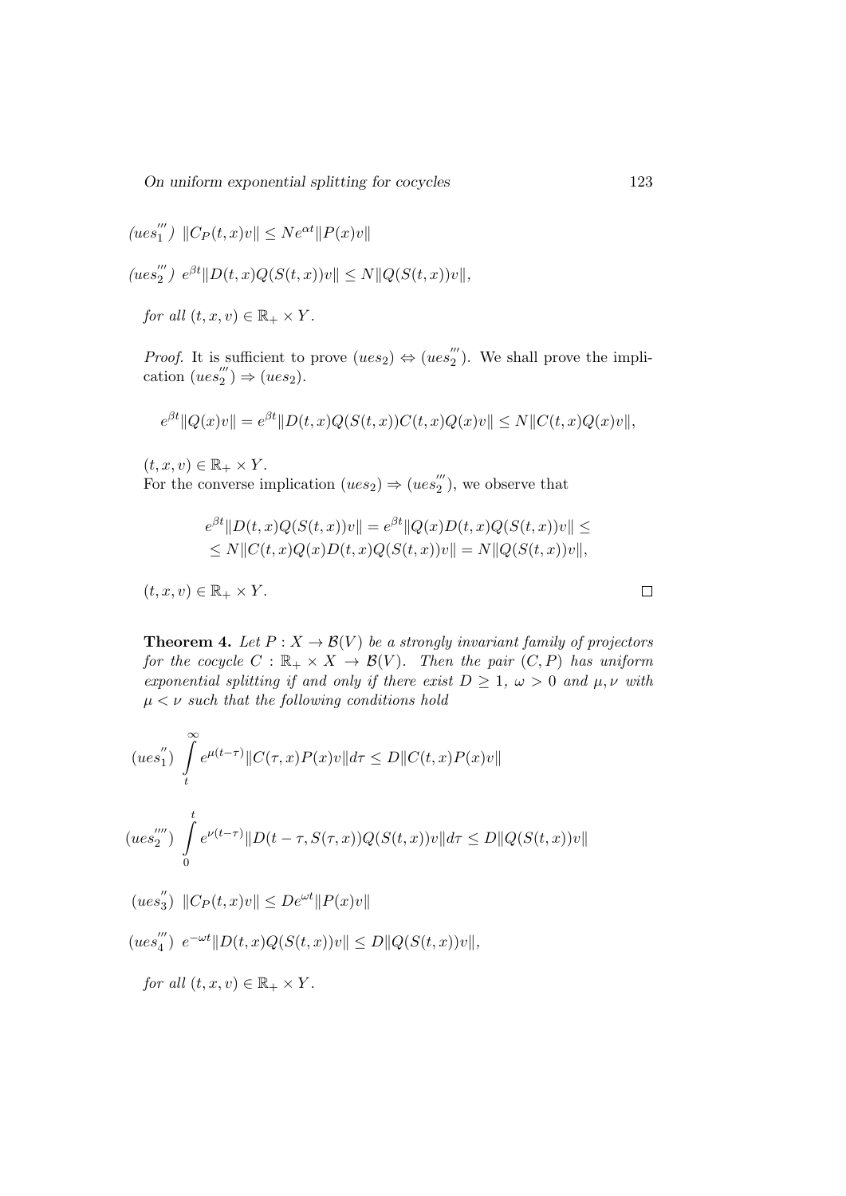($ues_1^{'''}$) $\|C_P(t,x)v\| \leq N e^{\alpha t}\|P(x)v\|$

($ues_2^{'''}$) $e^{\beta t}\|D(t,x)Q(S(t,x))v\| \leq N\|Q(S(t,x))v\|$,

*for all* $(t,x,v) \in \mathbb{R}_+ \times Y$.

*Proof.* It is sufficient to prove $(ues_2) \Leftrightarrow (ues_2^{'''})$. We shall prove the implication $(ues_2^{'''}) \Rightarrow (ues_2)$.

$$e^{\beta t}\|Q(x)v\| = e^{\beta t}\|D(t,x)Q(S(t,x))C(t,x)Q(x)v\| \leq N\|C(t,x)Q(x)v\|,$$

$(t,x,v) \in \mathbb{R}_+ \times Y$.

For the converse implication $(ues_2) \Rightarrow (ues_2^{'''})$, we observe that

$$e^{\beta t}\|D(t,x)Q(S(t,x))v\| = e^{\beta t}\|Q(x)D(t,x)Q(S(t,x))v\| \leq$$
$$\leq N\|C(t,x)Q(x)D(t,x)Q(S(t,x))v\| = N\|Q(S(t,x))v\|,$$

$(t,x,v) \in \mathbb{R}_+ \times Y$. $\square$

**Theorem 4.** *Let $P : X \to \mathcal{B}(V)$ be a strongly invariant family of projectors for the cocycle $C : \mathbb{R}_+ \times X \to \mathcal{B}(V)$. Then the pair $(C,P)$ has uniform exponential splitting if and only if there exist $D \geq 1$, $\omega > 0$ and $\mu, \nu$ with $\mu < \nu$ such that the following conditions hold*

($ues_1^{''}$) $$\int_t^\infty e^{\mu(t-\tau)}\|C(\tau,x)P(x)v\|d\tau \leq D\|C(t,x)P(x)v\|$$

($ues_2^{''''}$) $$\int_0^t e^{\nu(t-\tau)}\|D(t-\tau,S(\tau,x))Q(S(t,x))v\|d\tau \leq D\|Q(S(t,x))v\|$$

($ues_3^{''}$) $\|C_P(t,x)v\| \leq D e^{\omega t}\|P(x)v\|$

($ues_4^{'''}$) $e^{-\omega t}\|D(t,x)Q(S(t,x))v\| \leq D\|Q(S(t,x))v\|$,

*for all* $(t,x,v) \in \mathbb{R}_+ \times Y$.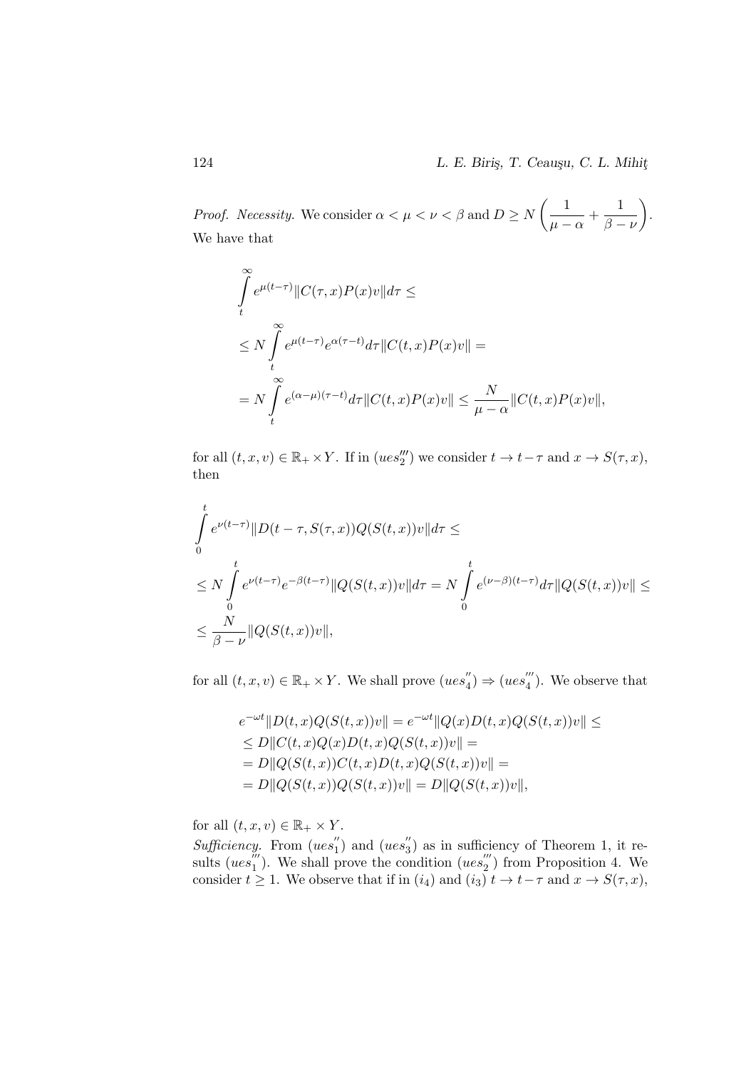*Proof. Necessity.* We consider $\alpha < \mu < \nu < \beta$ and $D \geq N\left(\dfrac{1}{\mu - \alpha} + \dfrac{1}{\beta - \nu}\right)$. We have that

$$\int_t^\infty e^{\mu(t-\tau)} \|C(\tau, x)P(x)v\| d\tau \leq$$

$$\leq N \int_t^\infty e^{\mu(t-\tau)} e^{\alpha(\tau - t)} d\tau \|C(t, x)P(x)v\| =$$

$$= N \int_t^\infty e^{(\alpha - \mu)(\tau - t)} d\tau \|C(t, x)P(x)v\| \leq \frac{N}{\mu - \alpha} \|C(t, x)P(x)v\|,$$

for all $(t, x, v) \in \mathbb{R}_+ \times Y$. If in $(ues_2''')$ we consider $t \to t - \tau$ and $x \to S(\tau, x)$, then

$$\int_0^t e^{\nu(t-\tau)} \|D(t-\tau, S(\tau, x))Q(S(t, x))v\| d\tau \leq$$

$$\leq N \int_0^t e^{\nu(t-\tau)} e^{-\beta(t-\tau)} \|Q(S(t, x))v\| d\tau = N \int_0^t e^{(\nu - \beta)(t-\tau)} d\tau \|Q(S(t, x))v\| \leq$$

$$\leq \frac{N}{\beta - \nu} \|Q(S(t, x))v\|,$$

for all $(t, x, v) \in \mathbb{R}_+ \times Y$. We shall prove $(ues_4'') \Rightarrow (ues_4''')$. We observe that

$$\begin{aligned}
&e^{-\omega t} \|D(t, x)Q(S(t, x))v\| = e^{-\omega t} \|Q(x)D(t, x)Q(S(t, x))v\| \leq \\
&\leq D \|C(t, x)Q(x)D(t, x)Q(S(t, x))v\| = \\
&= D \|Q(S(t, x))C(t, x)D(t, x)Q(S(t, x))v\| = \\
&= D \|Q(S(t, x))Q(S(t, x))v\| = D \|Q(S(t, x))v\|,
\end{aligned}$$

for all $(t, x, v) \in \mathbb{R}_+ \times Y$.

*Sufficiency.* From $(ues_1'')$ and $(ues_3'')$ as in sufficiency of Theorem 1, it results $(ues_1''')$. We shall prove the condition $(ues_2''')$ from Proposition 4. We consider $t \geq 1$. We observe that if in $(i_4)$ and $(i_3)$ $t \to t - \tau$ and $x \to S(\tau, x)$,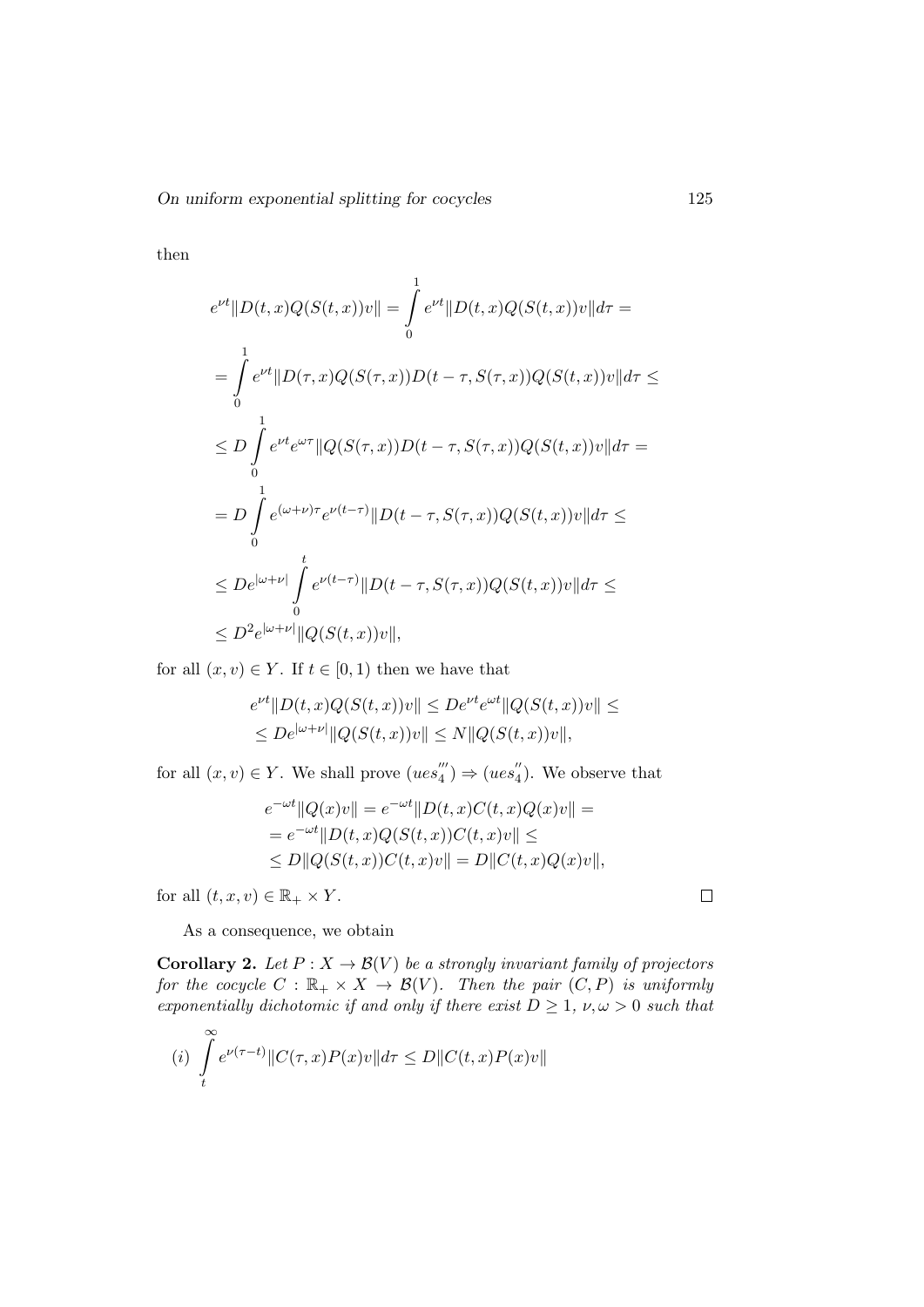then

$$
\begin{aligned}
e^{\nu t}\|D(t,x)Q(S(t,x))v\| &= \int_0^1 e^{\nu t}\|D(t,x)Q(S(t,x))v\| d\tau = \\
&= \int_0^1 e^{\nu t}\|D(\tau,x)Q(S(\tau,x))D(t-\tau,S(\tau,x))Q(S(t,x))v\| d\tau \leq \\
&\leq D\int_0^1 e^{\nu t}e^{\omega\tau}\|Q(S(\tau,x))D(t-\tau,S(\tau,x))Q(S(t,x))v\| d\tau = \\
&= D\int_0^1 e^{(\omega+\nu)\tau}e^{\nu(t-\tau)}\|D(t-\tau,S(\tau,x))Q(S(t,x))v\| d\tau \leq \\
&\leq De^{|\omega+\nu|}\int_0^t e^{\nu(t-\tau)}\|D(t-\tau,S(\tau,x))Q(S(t,x))v\| d\tau \leq \\
&\leq D^2 e^{|\omega+\nu|}\|Q(S(t,x))v\|,
\end{aligned}
$$

for all $(x,v) \in Y$. If $t \in [0,1)$ then we have that

$$
\begin{aligned}
e^{\nu t}\|D(t,x)Q(S(t,x))v\| &\leq De^{\nu t}e^{\omega t}\|Q(S(t,x))v\| \leq \\
&\leq De^{|\omega+\nu|}\|Q(S(t,x))v\| \leq N\|Q(S(t,x))v\|,
\end{aligned}
$$

for all $(x,v) \in Y$. We shall prove $(ues_4^{'''}) \Rightarrow (ues_4^{''})$. We observe that

$$
\begin{aligned}
e^{-\omega t}\|Q(x)v\| &= e^{-\omega t}\|D(t,x)C(t,x)Q(x)v\| = \\
&= e^{-\omega t}\|D(t,x)Q(S(t,x))C(t,x)v\| \leq \\
&\leq D\|Q(S(t,x))C(t,x)v\| = D\|C(t,x)Q(x)v\|,
\end{aligned}
$$

for all $(t,x,v) \in \mathbb{R}_+ \times Y$. □

As a consequence, we obtain

**Corollary 2.** *Let $P : X \to \mathcal{B}(V)$ be a strongly invariant family of projectors for the cocycle $C : \mathbb{R}_+ \times X \to \mathcal{B}(V)$. Then the pair $(C,P)$ is uniformly exponentially dichotomic if and only if there exist $D \geq 1$, $\nu, \omega > 0$ such that*

$$(i)\ \int_t^\infty e^{\nu(\tau-t)}\|C(\tau,x)P(x)v\| d\tau \leq D\|C(t,x)P(x)v\|$$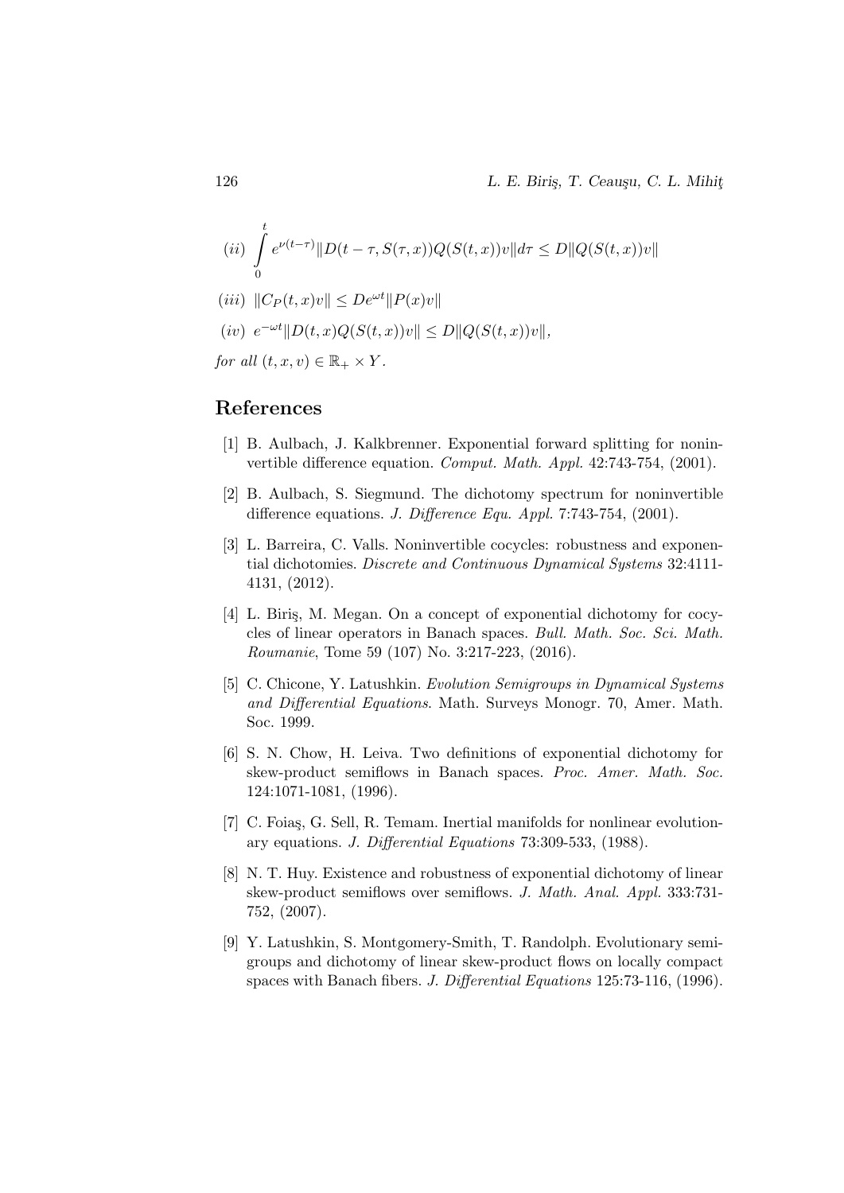$(ii)$ $\displaystyle\int_0^t e^{\nu(t-\tau)} \|D(t-\tau, S(\tau, x))Q(S(t,x))v\| d\tau \leq D\|Q(S(t,x))v\|$

$(iii)$ $\|C_P(t,x)v\| \leq De^{\omega t}\|P(x)v\|$

$(iv)$ $e^{-\omega t}\|D(t,x)Q(S(t,x))v\| \leq D\|Q(S(t,x))v\|,$

*for all* $(t, x, v) \in \mathbb{R}_+ \times Y$.

## References

[1] B. Aulbach, J. Kalkbrenner. Exponential forward splitting for noninvertible difference equation. *Comput. Math. Appl.* 42:743-754, (2001).

[2] B. Aulbach, S. Siegmund. The dichotomy spectrum for noninvertible difference equations. *J. Difference Equ. Appl.* 7:743-754, (2001).

[3] L. Barreira, C. Valls. Noninvertible cocycles: robustness and exponential dichotomies. *Discrete and Continuous Dynamical Systems* 32:4111-4131, (2012).

[4] L. Biriş, M. Megan. On a concept of exponential dichotomy for cocycles of linear operators in Banach spaces. *Bull. Math. Soc. Sci. Math. Roumanie*, Tome 59 (107) No. 3:217-223, (2016).

[5] C. Chicone, Y. Latushkin. *Evolution Semigroups in Dynamical Systems and Differential Equations*. Math. Surveys Monogr. 70, Amer. Math. Soc. 1999.

[6] S. N. Chow, H. Leiva. Two definitions of exponential dichotomy for skew-product semiflows in Banach spaces. *Proc. Amer. Math. Soc.* 124:1071-1081, (1996).

[7] C. Foiaş, G. Sell, R. Temam. Inertial manifolds for nonlinear evolutionary equations. *J. Differential Equations* 73:309-533, (1988).

[8] N. T. Huy. Existence and robustness of exponential dichotomy of linear skew-product semiflows over semiflows. *J. Math. Anal. Appl.* 333:731-752, (2007).

[9] Y. Latushkin, S. Montgomery-Smith, T. Randolph. Evolutionary semigroups and dichotomy of linear skew-product flows on locally compact spaces with Banach fibers. *J. Differential Equations* 125:73-116, (1996).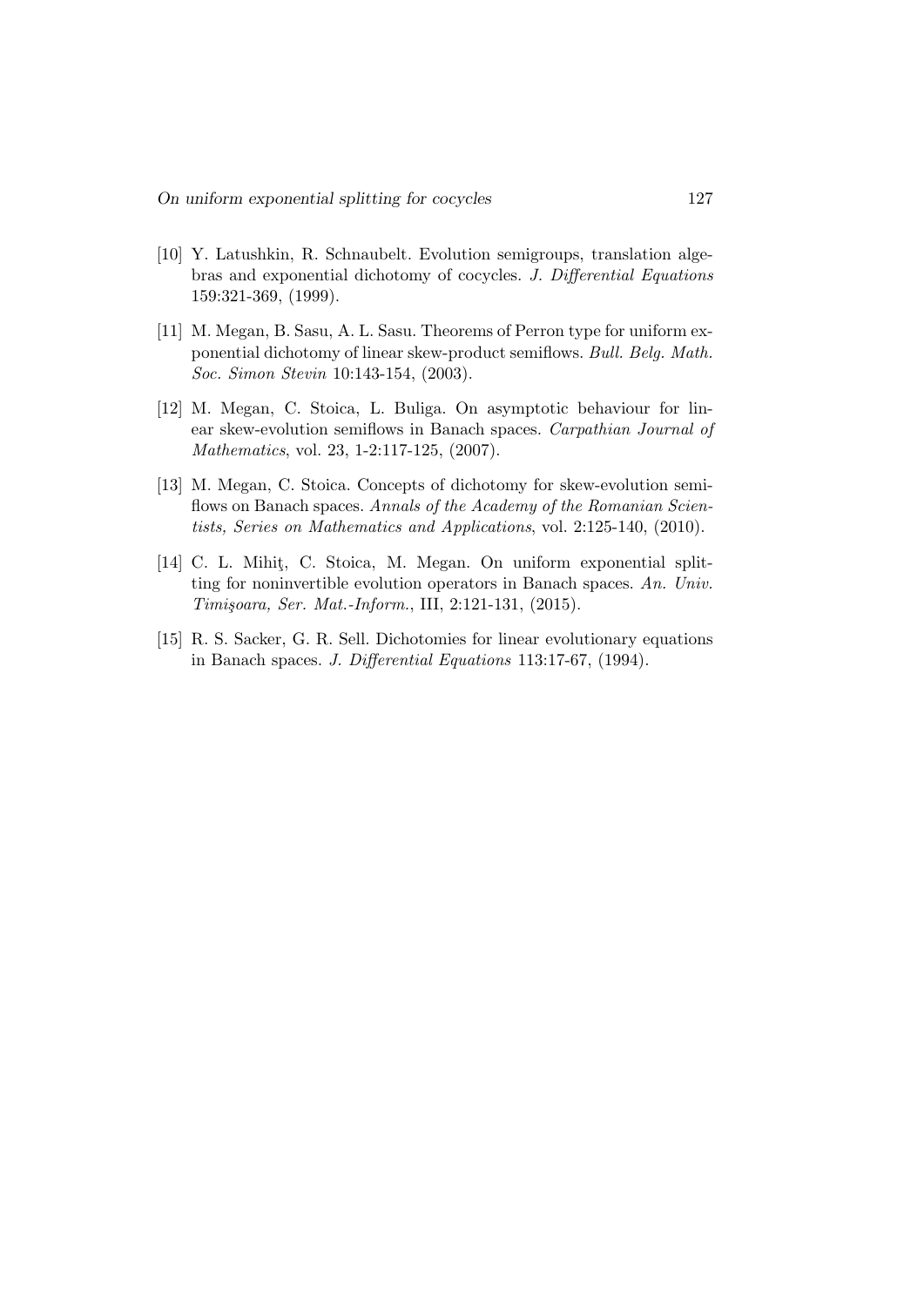[10] Y. Latushkin, R. Schnaubelt. Evolution semigroups, translation algebras and exponential dichotomy of cocycles. *J. Differential Equations* 159:321-369, (1999).

[11] M. Megan, B. Sasu, A. L. Sasu. Theorems of Perron type for uniform exponential dichotomy of linear skew-product semiflows. *Bull. Belg. Math. Soc. Simon Stevin* 10:143-154, (2003).

[12] M. Megan, C. Stoica, L. Buliga. On asymptotic behaviour for linear skew-evolution semiflows in Banach spaces. *Carpathian Journal of Mathematics*, vol. 23, 1-2:117-125, (2007).

[13] M. Megan, C. Stoica. Concepts of dichotomy for skew-evolution semiflows on Banach spaces. *Annals of the Academy of the Romanian Scientists, Series on Mathematics and Applications*, vol. 2:125-140, (2010).

[14] C. L. Mihiţ, C. Stoica, M. Megan. On uniform exponential splitting for noninvertible evolution operators in Banach spaces. *An. Univ. Timişoara, Ser. Mat.-Inform.*, III, 2:121-131, (2015).

[15] R. S. Sacker, G. R. Sell. Dichotomies for linear evolutionary equations in Banach spaces. *J. Differential Equations* 113:17-67, (1994).